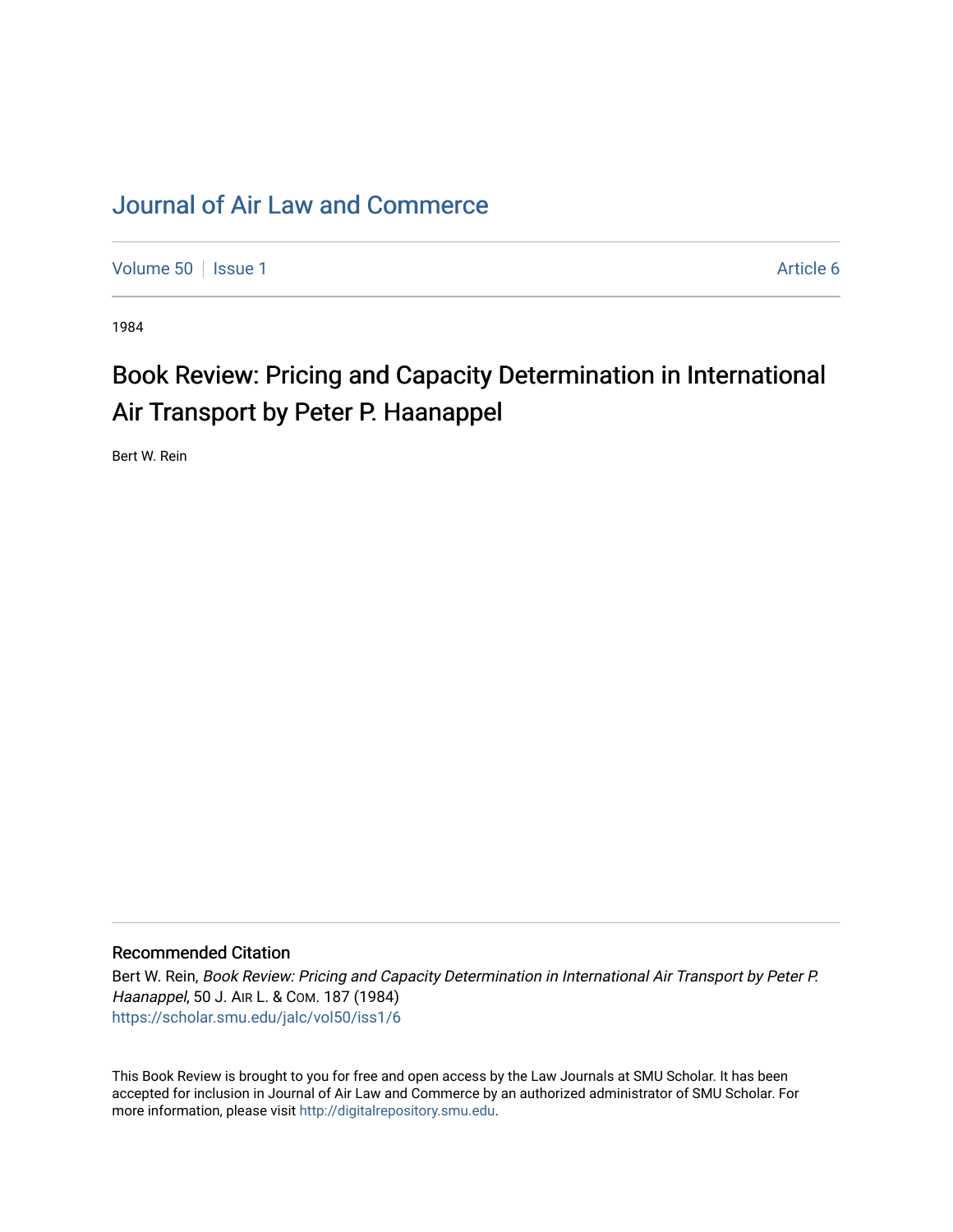# Journal of Air Law and Commerce

Volume 50 | Issue 1 | Article 6

1984

## Book Review: Pricing and Capacity Determination in International Air Transport by Peter P. Haanappel

Bert W. Rein

### Recommended Citation

Bert W. Rein, *Book Review: Pricing and Capacity Determination in International Air Transport by Peter P. Haanappel*, 50 J. Air L. & Com. 187 (1984)

https://scholar.smu.edu/jalc/vol50/iss1/6

This Book Review is brought to you for free and open access by the Law Journals at SMU Scholar. It has been accepted for inclusion in Journal of Air Law and Commerce by an authorized administrator of SMU Scholar. For more information, please visit http://digitalrepository.smu.edu.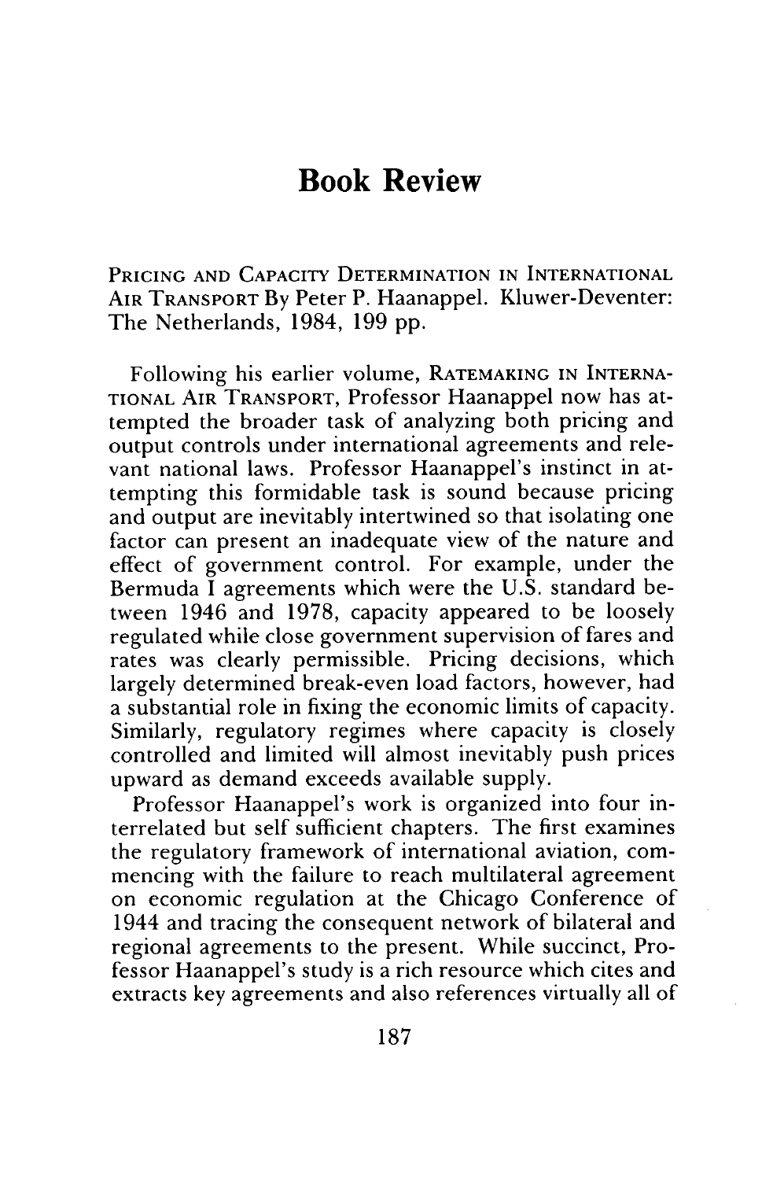# Book Review

Pricing and Capacity Determination in International Air Transport By Peter P. Haanappel. Kluwer-Deventer: The Netherlands, 1984, 199 pp.

Following his earlier volume, Ratemaking in International Air Transport, Professor Haanappel now has attempted the broader task of analyzing both pricing and output controls under international agreements and relevant national laws. Professor Haanappel's instinct in attempting this formidable task is sound because pricing and output are inevitably intertwined so that isolating one factor can present an inadequate view of the nature and effect of government control. For example, under the Bermuda I agreements which were the U.S. standard between 1946 and 1978, capacity appeared to be loosely regulated while close government supervision of fares and rates was clearly permissible. Pricing decisions, which largely determined break-even load factors, however, had a substantial role in fixing the economic limits of capacity. Similarly, regulatory regimes where capacity is closely controlled and limited will almost inevitably push prices upward as demand exceeds available supply.

Professor Haanappel's work is organized into four interrelated but self sufficient chapters. The first examines the regulatory framework of international aviation, commencing with the failure to reach multilateral agreement on economic regulation at the Chicago Conference of 1944 and tracing the consequent network of bilateral and regional agreements to the present. While succinct, Professor Haanappel's study is a rich resource which cites and extracts key agreements and also references virtually all of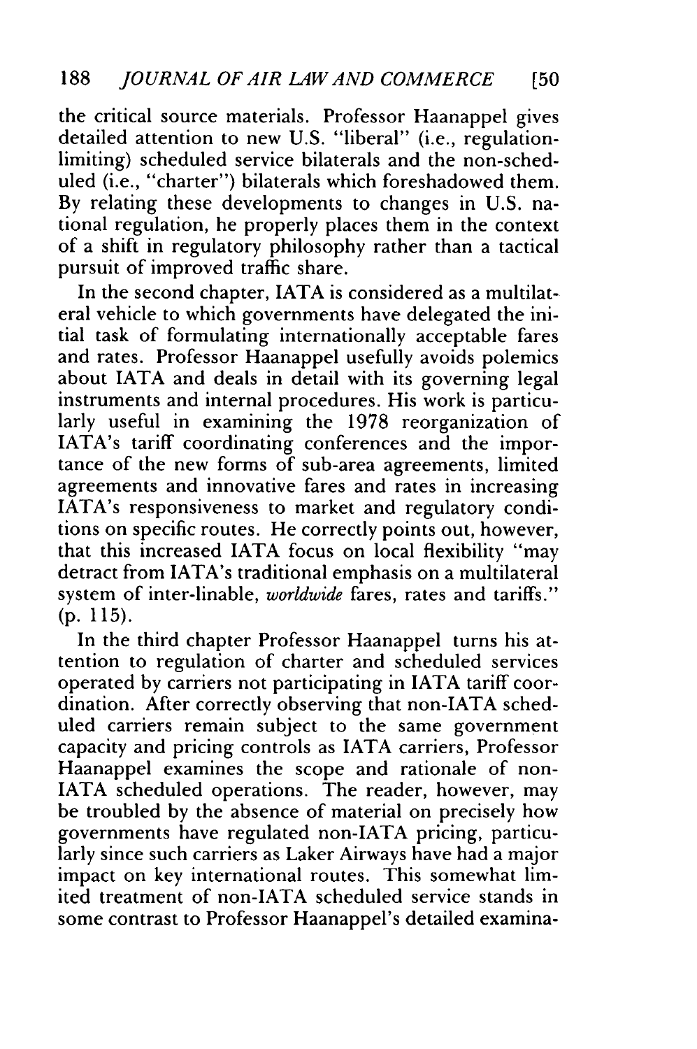the critical source materials. Professor Haanappel gives detailed attention to new U.S. "liberal" (i.e., regulation-limiting) scheduled service bilaterals and the non-scheduled (i.e., "charter") bilaterals which foreshadowed them. By relating these developments to changes in U.S. national regulation, he properly places them in the context of a shift in regulatory philosophy rather than a tactical pursuit of improved traffic share.

In the second chapter, IATA is considered as a multilateral vehicle to which governments have delegated the initial task of formulating internationally acceptable fares and rates. Professor Haanappel usefully avoids polemics about IATA and deals in detail with its governing legal instruments and internal procedures. His work is particularly useful in examining the 1978 reorganization of IATA's tariff coordinating conferences and the importance of the new forms of sub-area agreements, limited agreements and innovative fares and rates in increasing IATA's responsiveness to market and regulatory conditions on specific routes. He correctly points out, however, that this increased IATA focus on local flexibility "may detract from IATA's traditional emphasis on a multilateral system of inter-linable, *worldwide* fares, rates and tariffs." (p. 115).

In the third chapter Professor Haanappel turns his attention to regulation of charter and scheduled services operated by carriers not participating in IATA tariff coordination. After correctly observing that non-IATA scheduled carriers remain subject to the same government capacity and pricing controls as IATA carriers, Professor Haanappel examines the scope and rationale of non-IATA scheduled operations. The reader, however, may be troubled by the absence of material on precisely how governments have regulated non-IATA pricing, particularly since such carriers as Laker Airways have had a major impact on key international routes. This somewhat limited treatment of non-IATA scheduled service stands in some contrast to Professor Haanappel's detailed examina-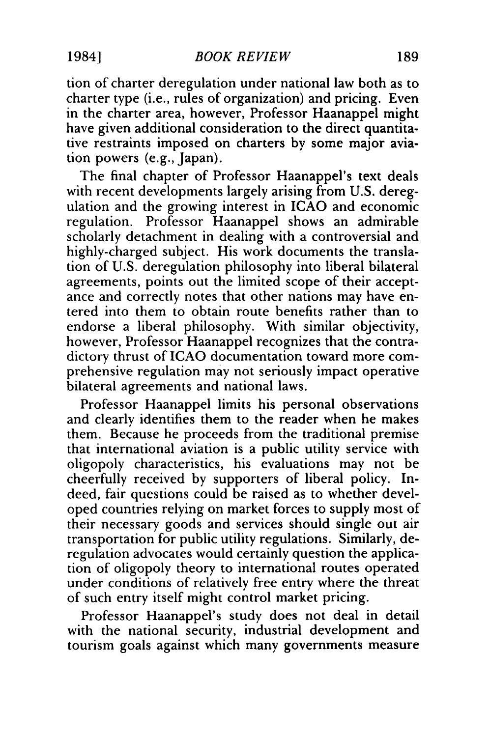tion of charter deregulation under national law both as to charter type (i.e., rules of organization) and pricing. Even in the charter area, however, Professor Haanappel might have given additional consideration to the direct quantitative restraints imposed on charters by some major aviation powers (e.g., Japan).

The final chapter of Professor Haanappel's text deals with recent developments largely arising from U.S. deregulation and the growing interest in ICAO and economic regulation. Professor Haanappel shows an admirable scholarly detachment in dealing with a controversial and highly-charged subject. His work documents the translation of U.S. deregulation philosophy into liberal bilateral agreements, points out the limited scope of their acceptance and correctly notes that other nations may have entered into them to obtain route benefits rather than to endorse a liberal philosophy. With similar objectivity, however, Professor Haanappel recognizes that the contradictory thrust of ICAO documentation toward more comprehensive regulation may not seriously impact operative bilateral agreements and national laws.

Professor Haanappel limits his personal observations and clearly identifies them to the reader when he makes them. Because he proceeds from the traditional premise that international aviation is a public utility service with oligopoly characteristics, his evaluations may not be cheerfully received by supporters of liberal policy. Indeed, fair questions could be raised as to whether developed countries relying on market forces to supply most of their necessary goods and services should single out air transportation for public utility regulations. Similarly, deregulation advocates would certainly question the application of oligopoly theory to international routes operated under conditions of relatively free entry where the threat of such entry itself might control market pricing.

Professor Haanappel's study does not deal in detail with the national security, industrial development and tourism goals against which many governments measure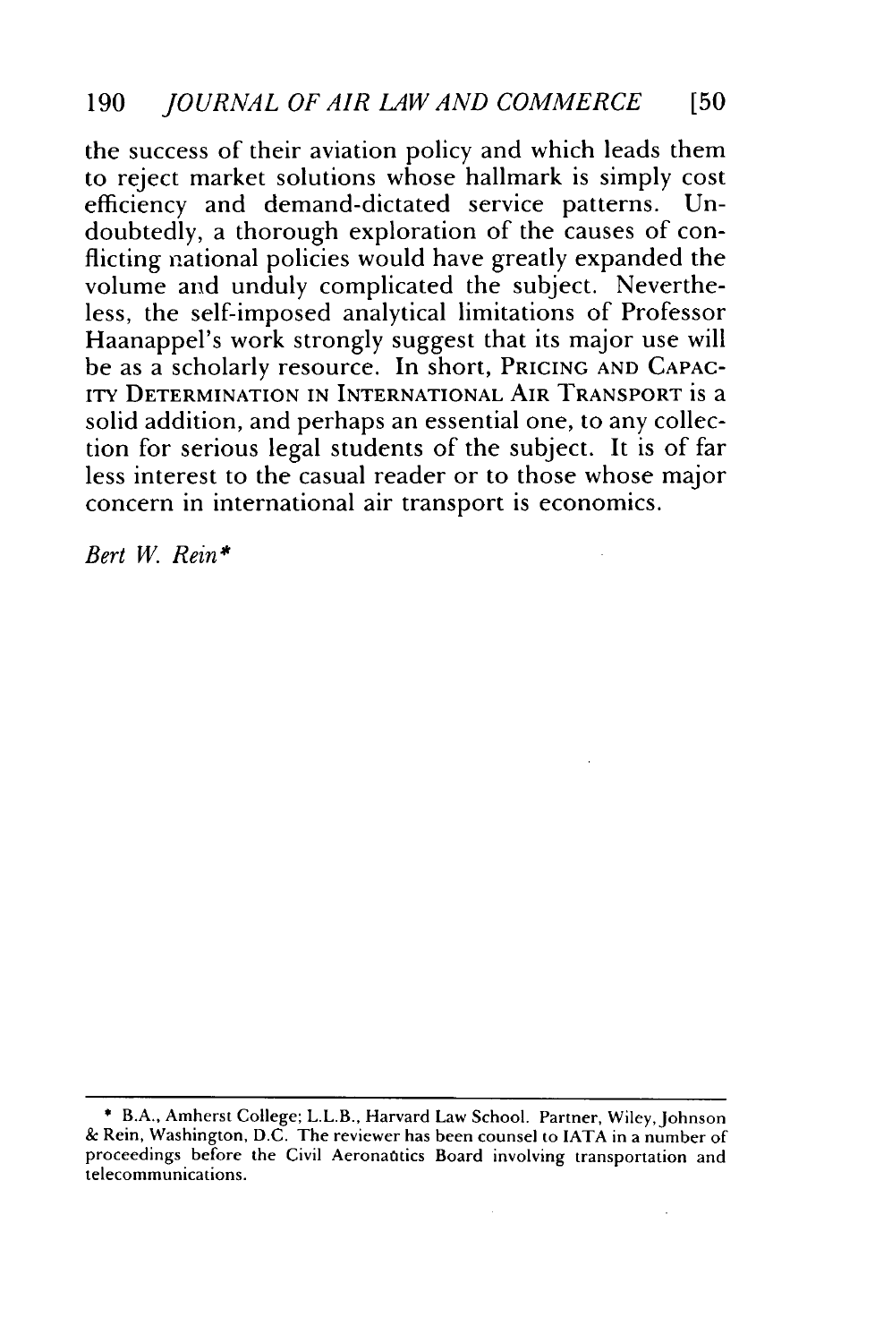the success of their aviation policy and which leads them to reject market solutions whose hallmark is simply cost efficiency and demand-dictated service patterns. Undoubtedly, a thorough exploration of the causes of conflicting national policies would have greatly expanded the volume and unduly complicated the subject. Nevertheless, the self-imposed analytical limitations of Professor Haanappel's work strongly suggest that its major use will be as a scholarly resource. In short, PRICING AND CAPACITY DETERMINATION IN INTERNATIONAL AIR TRANSPORT is a solid addition, and perhaps an essential one, to any collection for serious legal students of the subject. It is of far less interest to the casual reader or to those whose major concern in international air transport is economics.

*Bert W. Rein**

---

* B.A., Amherst College; L.L.B., Harvard Law School. Partner, Wiley, Johnson & Rein, Washington, D.C. The reviewer has been counsel to IATA in a number of proceedings before the Civil Aeronautics Board involving transportation and telecommunications.